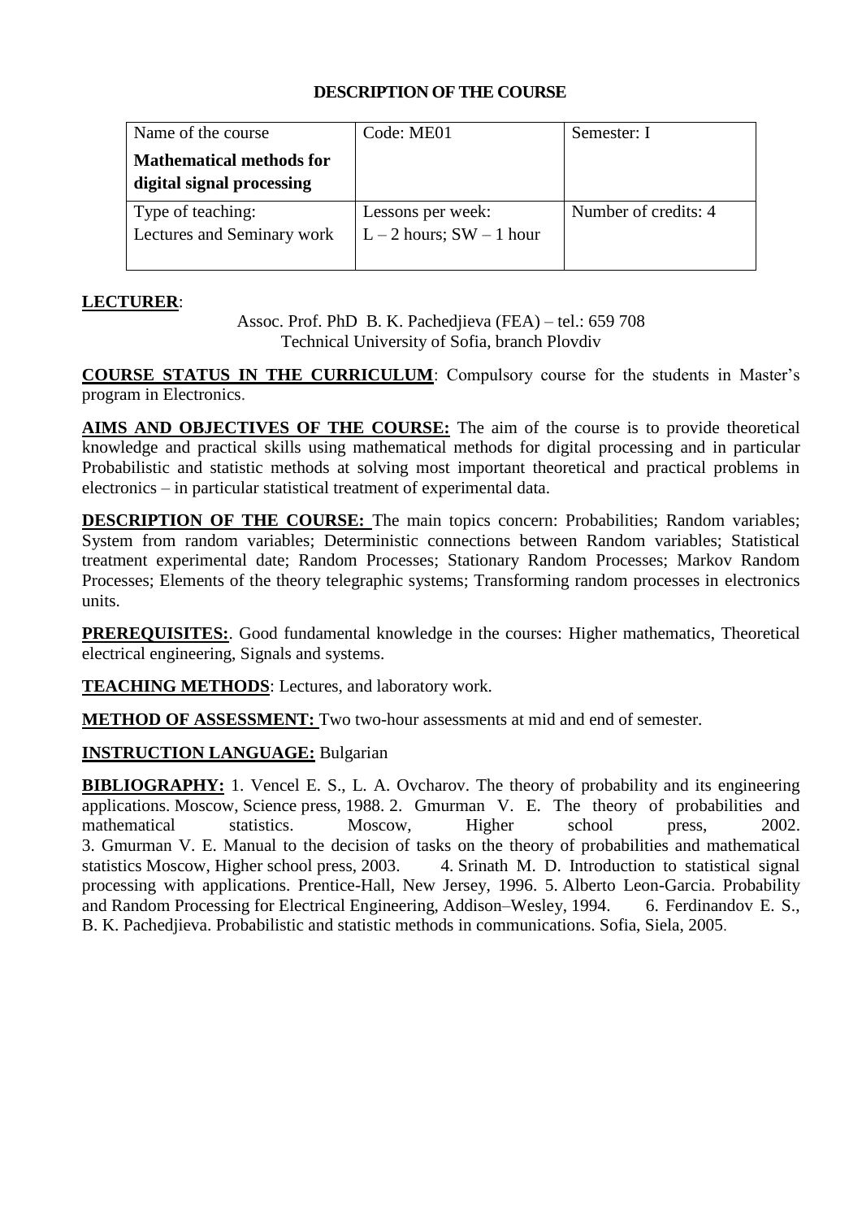## DESCRIPTION OF THE COURSE

| Name of the course<br>**Mathematical methods for digital signal processing** | Code: ME01 | Semester: I |
|---|---|---|
| Type of teaching:<br>Lectures and Seminary work | Lessons per week:<br>L – 2 hours; SW – 1 hour | Number of credits: 4 |

**LECTURER**:

Assoc. Prof. PhD B. K. Pachedjieva (FEA) – tel.: 659 708
Technical University of Sofia, branch Plovdiv

**COURSE STATUS IN THE CURRICULUM**: Compulsory course for the students in Master's program in Electronics.

**AIMS AND OBJECTIVES OF THE COURSE:** The aim of the course is to provide theoretical knowledge and practical skills using mathematical methods for digital processing and in particular Probabilistic and statistic methods at solving most important theoretical and practical problems in electronics – in particular statistical treatment of experimental data.

**DESCRIPTION OF THE COURSE:** The main topics concern: Probabilities; Random variables; System from random variables; Deterministic connections between Random variables; Statistical treatment experimental date; Random Processes; Stationary Random Processes; Markov Random Processes; Elements of the theory telegraphic systems; Transforming random processes in electronics units.

**PREREQUISITES:**. Good fundamental knowledge in the courses: Higher mathematics, Theoretical electrical engineering, Signals and systems.

**TEACHING METHODS**: Lectures, and laboratory work.

**METHOD OF ASSESSMENT:** Two two-hour assessments at mid and end of semester.

**INSTRUCTION LANGUAGE:** Bulgarian

**BIBLIOGRAPHY:** 1. Vencel E. S., L. A. Ovcharov. The theory of probability and its engineering applications. Moscow, Science press, 1988. 2. Gmurman V. E. The theory of probabilities and mathematical statistics. Moscow, Higher school press, 2002. 3. Gmurman V. E. Manual to the decision of tasks on the theory of probabilities and mathematical statistics Moscow, Higher school press, 2003. 4. Srinath M. D. Introduction to statistical signal processing with applications. Prentice-Hall, New Jersey, 1996. 5. Alberto Leon-Garcia. Probability and Random Processing for Electrical Engineering, Addison–Wesley, 1994. 6. Ferdinandov E. S., B. K. Pachedjieva. Probabilistic and statistic methods in communications. Sofia, Siela, 2005.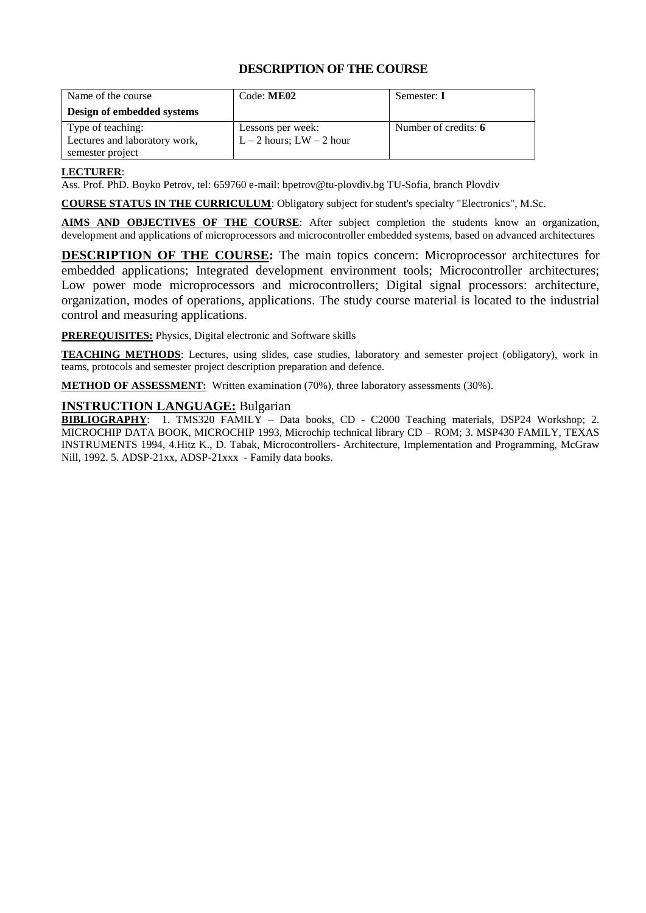## DESCRIPTION OF THE COURSE

| Name of the course **Design of embedded systems** | Code: **ME02** | Semester: **I** |
|---|---|---|
| Type of teaching: Lectures and laboratory work, semester project | Lessons per week: L – 2 hours; LW – 2 hour | Number of credits: **6** |

**LECTURER**:
Ass. Prof. PhD. Boyko Petrov, tel: 659760 e-mail: bpetrov@tu-plovdiv.bg TU-Sofia, branch Plovdiv

**COURSE STATUS IN THE CURRICULUM**: Obligatory subject for student's specialty "Electronics", M.Sc.

**AIMS AND OBJECTIVES OF THE COURSE**: After subject completion the students know an organization, development and applications of microprocessors and microcontroller embedded systems, based on advanced architectures

**DESCRIPTION OF THE COURSE:** The main topics concern: Microprocessor architectures for embedded applications; Integrated development environment tools; Microcontroller architectures; Low power mode microprocessors and microcontrollers; Digital signal processors: architecture, organization, modes of operations, applications. The study course material is located to the industrial control and measuring applications.

**PREREQUISITES:** Physics, Digital electronic and Software skills

**TEACHING METHODS**: Lectures, using slides, case studies, laboratory and semester project (obligatory), work in teams, protocols and semester project description preparation and defence.

**METHOD OF ASSESSMENT:** Written examination (70%), three laboratory assessments (30%).

**INSTRUCTION LANGUAGE:** Bulgarian

**BIBLIOGRAPHY**: 1. TMS320 FAMILY – Data books, CD - C2000 Teaching materials, DSP24 Workshop; 2. MICROCHIP DATA BOOK, MICROCHIP 1993, Microchip technical library CD – ROM; 3. MSP430 FAMILY, TEXAS INSTRUMENTS 1994, 4.Hitz K., D. Tabak, Microcontrollers- Architecture, Implementation and Programming, McGraw Nill, 1992. 5. ADSP-21xx, ADSP-21xxx - Family data books.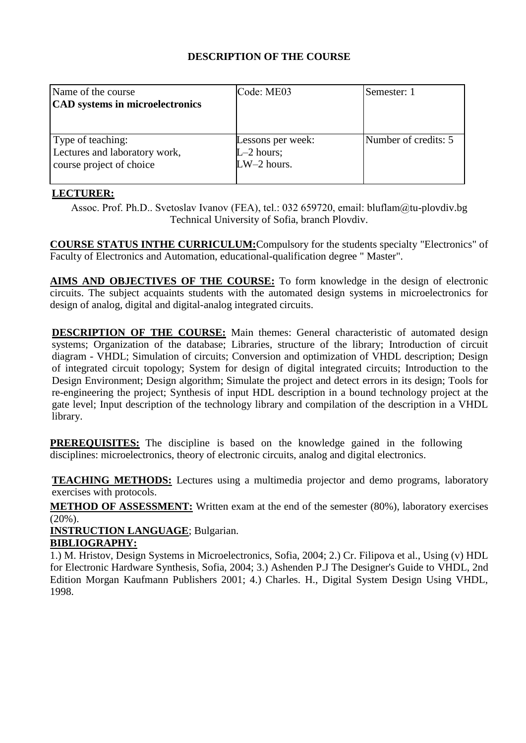# DESCRIPTION OF THE COURSE

| Name of the course<br>**CAD systems in microelectronics** | Code: ME03 | Semester: 1 |
|---|---|---|
| Type of teaching:<br>Lectures and laboratory work,<br>course project of choice | Lessons per week:<br>L–2 hours;<br>LW–2 hours. | Number of credits: 5 |

**LECTURER:**

Assoc. Prof. Ph.D.. Svetoslav Ivanov (FEA), tel.: 032 659720, email: bluflam@tu-plovdiv.bg
Technical University of Sofia, branch Plovdiv.

**COURSE STATUS INTHE CURRICULUM:** Compulsory for the students specialty "Electronics" of Faculty of Electronics and Automation, educational-qualification degree " Master".

**AIMS AND OBJECTIVES OF THE COURSE:** To form knowledge in the design of electronic circuits. The subject acquaints students with the automated design systems in microelectronics for design of analog, digital and digital-analog integrated circuits.

**DESCRIPTION OF THE COURSE:** Main themes: General characteristic of automated design systems; Organization of the database; Libraries, structure of the library; Introduction of circuit diagram - VHDL; Simulation of circuits; Conversion and optimization of VHDL description; Design of integrated circuit topology; System for design of digital integrated circuits; Introduction to the Design Environment; Design algorithm; Simulate the project and detect errors in its design; Tools for re-engineering the project; Synthesis of input HDL description in a bound technology project at the gate level; Input description of the technology library and compilation of the description in a VHDL library.

**PREREQUISITES:** The discipline is based on the knowledge gained in the following disciplines: microelectronics, theory of electronic circuits, analog and digital electronics.

**TEACHING METHODS:** Lectures using a multimedia projector and demo programs, laboratory exercises with protocols.

**METHOD OF ASSESSMENT:** Written exam at the end of the semester (80%), laboratory exercises (20%).

**INSTRUCTION LANGUAGE**; Bulgarian.

**BIBLIOGRAPHY:**

1.) M. Hristov, Design Systems in Microelectronics, Sofia, 2004; 2.) Cr. Filipova et al., Using (v) HDL for Electronic Hardware Synthesis, Sofia, 2004; 3.) Ashenden P.J The Designer's Guide to VHDL, 2nd Edition Morgan Kaufmann Publishers 2001; 4.) Charles. H., Digital System Design Using VHDL, 1998.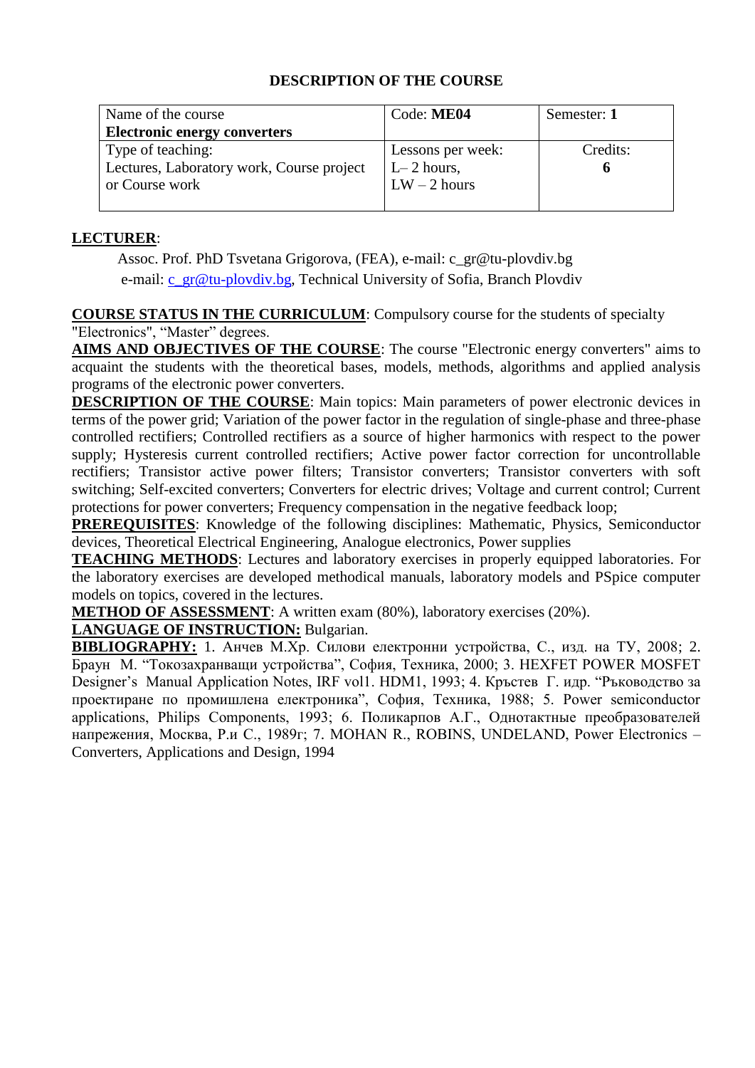**DESCRIPTION OF THE COURSE**

| Name of the course<br>**Electronic energy converters** | Code: **ME04** | Semester: **1** |
|---|---|---|
| Type of teaching:<br>Lectures, Laboratory work, Course project or Course work | Lessons per week:<br>L– 2 hours,<br>LW – 2 hours | Credits:<br>**6** |

**LECTURER**:

Assoc. Prof. PhD Tsvetana Grigorova, (FEA), e-mail: c_gr@tu-plovdiv.bg
e-mail: c_gr@tu-plovdiv.bg, Technical University of Sofia, Branch Plovdiv

**COURSE STATUS IN THE CURRICULUM**: Compulsory course for the students of specialty "Electronics", "Master" degrees.

**AIMS AND OBJECTIVES OF THE COURSE**: The course "Electronic energy converters" aims to acquaint the students with the theoretical bases, models, methods, algorithms and applied analysis programs of the electronic power converters.

**DESCRIPTION OF THE COURSE**: Main topics: Main parameters of power electronic devices in terms of the power grid; Variation of the power factor in the regulation of single-phase and three-phase controlled rectifiers; Controlled rectifiers as a source of higher harmonics with respect to the power supply; Hysteresis current controlled rectifiers; Active power factor correction for uncontrollable rectifiers; Transistor active power filters; Transistor converters; Transistor converters with soft switching; Self-excited converters; Converters for electric drives; Voltage and current control; Current protections for power converters; Frequency compensation in the negative feedback loop;

**PREREQUISITES**: Knowledge of the following disciplines: Mathematic, Physics, Semiconductor devices, Theoretical Electrical Engineering, Analogue electronics, Power supplies

**TEACHING METHODS**: Lectures and laboratory exercises in properly equipped laboratories. For the laboratory exercises are developed methodical manuals, laboratory models and PSpice computer models on topics, covered in the lectures.

**METHOD OF ASSESSMENT**: A written exam (80%), laboratory exercises (20%).

**LANGUAGE OF INSTRUCTION:** Bulgarian.

**BIBLIOGRAPHY:** 1. Анчев М.Хр. Силови електронни устройства, С., изд. на ТУ, 2008; 2. Браун М. "Токозахранващи устройства", София, Техника, 2000; 3. HEXFET POWER MOSFET Designer's Manual Application Notes, IRF vol1. HDM1, 1993; 4. Кръстев Г. идр. "Ръководство за проектиране по промишлена електроника", София, Техника, 1988; 5. Power semiconductor applications, Philips Components, 1993; 6. Поликарпов А.Г., Однотактные преобразователей напрежения, Москва, Р.и С., 1989г; 7. MOHAN R., ROBINS, UNDELAND, Power Electronics – Converters, Applications and Design, 1994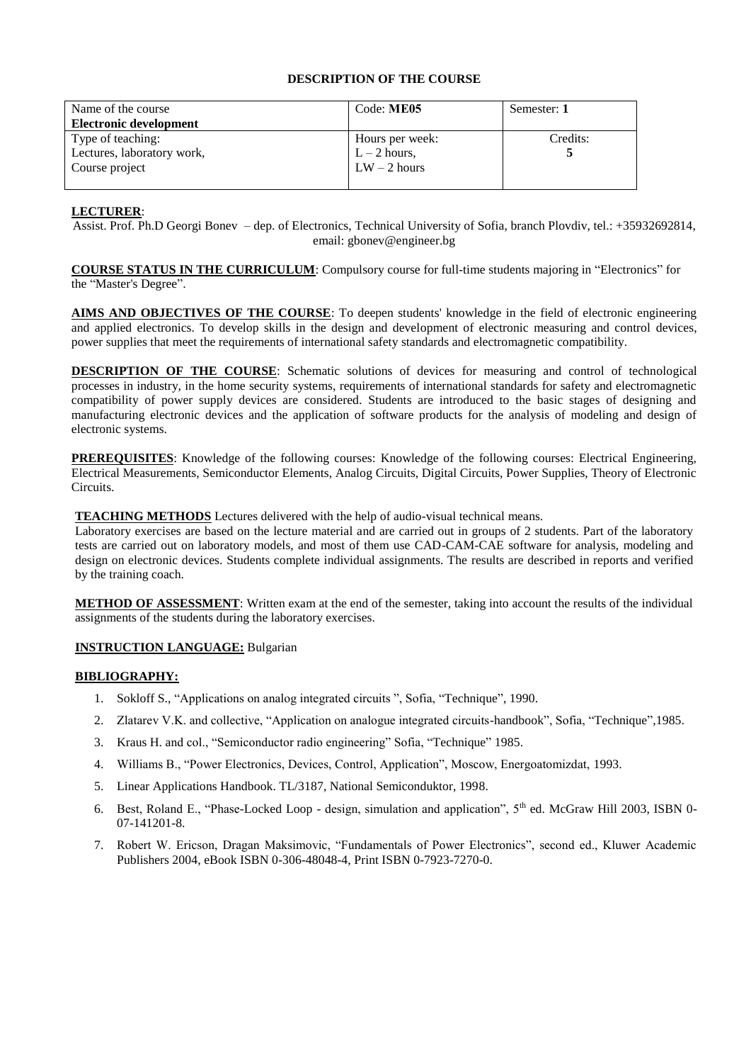**DESCRIPTION OF THE COURSE**

| Name of the course<br>**Electronic development** | Code: **ME05** | Semester: **1** |
|---|---|---|
| Type of teaching:<br>Lectures, laboratory work,<br>Course project | Hours per week:<br>L – 2 hours,<br>LW – 2 hours | Credits:<br>**5** |

**LECTURER**:

Assist. Prof. Ph.D Georgi Bonev – dep. of Electronics, Technical University of Sofia, branch Plovdiv, tel.: +35932692814, email: gbonev@engineer.bg

**COURSE STATUS IN THE CURRICULUM**: Compulsory course for full-time students majoring in "Electronics" for the "Master's Degree".

**AIMS AND OBJECTIVES OF THE COURSE**: To deepen students' knowledge in the field of electronic engineering and applied electronics. To develop skills in the design and development of electronic measuring and control devices, power supplies that meet the requirements of international safety standards and electromagnetic compatibility.

**DESCRIPTION OF THE COURSE**: Schematic solutions of devices for measuring and control of technological processes in industry, in the home security systems, requirements of international standards for safety and electromagnetic compatibility of power supply devices are considered. Students are introduced to the basic stages of designing and manufacturing electronic devices and the application of software products for the analysis of modeling and design of electronic systems.

**PREREQUISITES**: Knowledge of the following courses: Knowledge of the following courses: Electrical Engineering, Electrical Measurements, Semiconductor Elements, Analog Circuits, Digital Circuits, Power Supplies, Theory of Electronic Circuits.

**TEACHING METHODS** Lectures delivered with the help of audio-visual technical means.

Laboratory exercises are based on the lecture material and are carried out in groups of 2 students. Part of the laboratory tests are carried out on laboratory models, and most of them use CAD-CAM-CAE software for analysis, modeling and design on electronic devices. Students complete individual assignments. The results are described in reports and verified by the training coach.

**METHOD OF ASSESSMENT**: Written exam at the end of the semester, taking into account the results of the individual assignments of the students during the laboratory exercises.

**INSTRUCTION LANGUAGE:** Bulgarian

**BIBLIOGRAPHY:**

1. Sokloff S., "Applications on analog integrated circuits ", Sofia, "Technique", 1990.
2. Zlatarev V.K. and collective, "Application on analogue integrated circuits-handbook", Sofia, "Technique",1985.
3. Kraus H. and col., "Semiconductor radio engineering" Sofia, "Technique" 1985.
4. Williams B., "Power Electronics, Devices, Control, Application", Moscow, Energoatomizdat, 1993.
5. Linear Applications Handbook. TL/3187, National Semiconduktor, 1998.
6. Best, Roland E., "Phase-Locked Loop - design, simulation and application", 5th ed. McGraw Hill 2003, ISBN 0-07-141201-8.
7. Robert W. Ericson, Dragan Maksimovic, "Fundamentals of Power Electronics", second ed., Kluwer Academic Publishers 2004, eBook ISBN 0-306-48048-4, Print ISBN 0-7923-7270-0.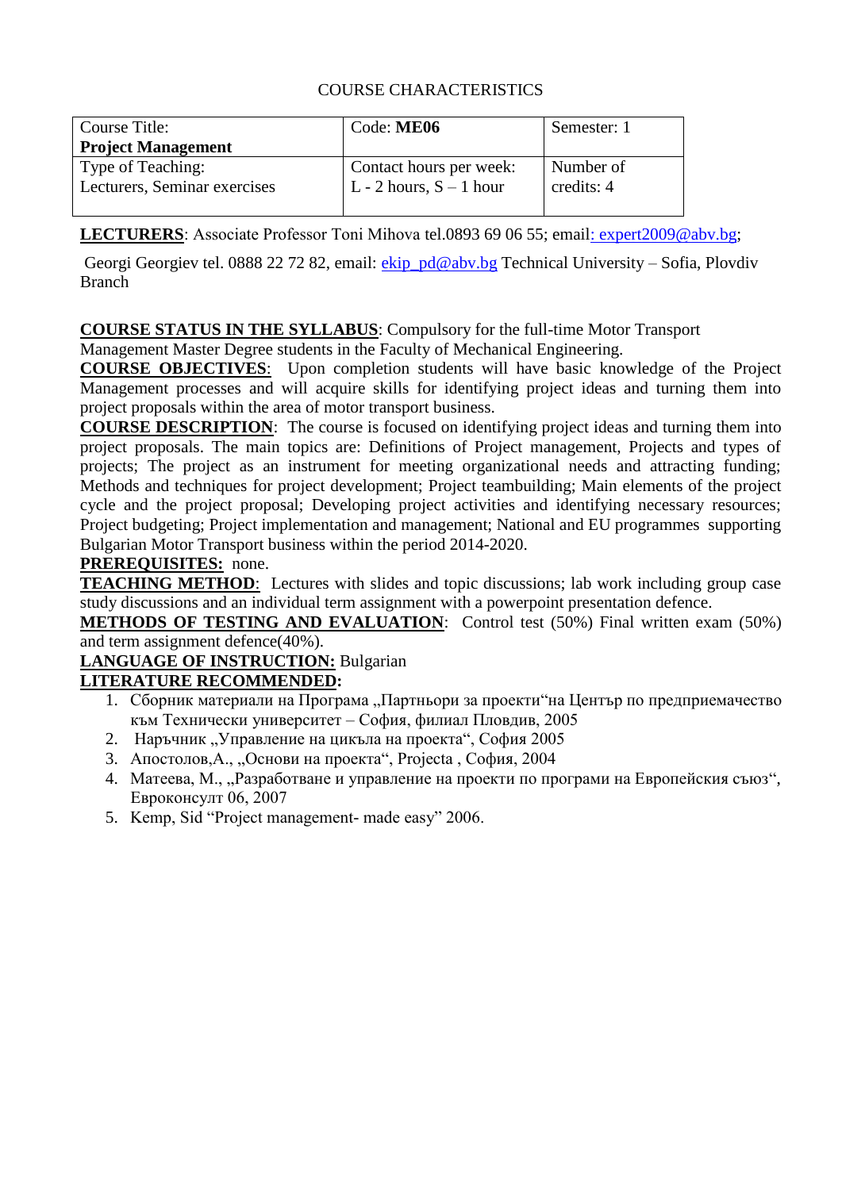COURSE CHARACTERISTICS

| Course Title: **Project Management** | Code: **ME06** | Semester: 1 |
|---|---|---|
| Type of Teaching: Lecturers, Seminar exercises | Contact hours per week: L - 2 hours, S – 1 hour | Number of credits: 4 |

**LECTURERS**: Associate Professor Toni Mihova tel.0893 69 06 55; email: expert2009@abv.bg;

Georgi Georgiev tel. 0888 22 72 82, email: ekip_pd@abv.bg Technical University – Sofia, Plovdiv Branch

**COURSE STATUS IN THE SYLLABUS**: Compulsory for the full-time Motor Transport Management Master Degree students in the Faculty of Mechanical Engineering.

**COURSE OBJECTIVES**: Upon completion students will have basic knowledge of the Project Management processes and will acquire skills for identifying project ideas and turning them into project proposals within the area of motor transport business.

**COURSE DESCRIPTION**: The course is focused on identifying project ideas and turning them into project proposals. The main topics are: Definitions of Project management, Projects and types of projects; The project as an instrument for meeting organizational needs and attracting funding; Methods and techniques for project development; Project teambuilding; Main elements of the project cycle and the project proposal; Developing project activities and identifying necessary resources; Project budgeting; Project implementation and management; National and EU programmes supporting Bulgarian Motor Transport business within the period 2014-2020.

**PREREQUISITES:** none.

**TEACHING METHOD**: Lectures with slides and topic discussions; lab work including group case study discussions and an individual term assignment with a powerpoint presentation defence.

**METHODS OF TESTING AND EVALUATION**: Control test (50%) Final written exam (50%) and term assignment defence(40%).

**LANGUAGE OF INSTRUCTION:** Bulgarian

**LITERATURE RECOMMENDED:**

1. Сборник материали на Програма „Партньори за проекти"на Център по предприемачество към Технически университет – София, филиал Пловдив, 2005
2. Наръчник „Управление на цикъла на проекта", София 2005
3. Апостолов,А., „Основи на проекта", Projecta , София, 2004
4. Матеева, М., „Разработване и управление на проекти по програми на Европейския съюз", Евроконсулт 06, 2007
5. Kemp, Sid "Project management- made easy" 2006.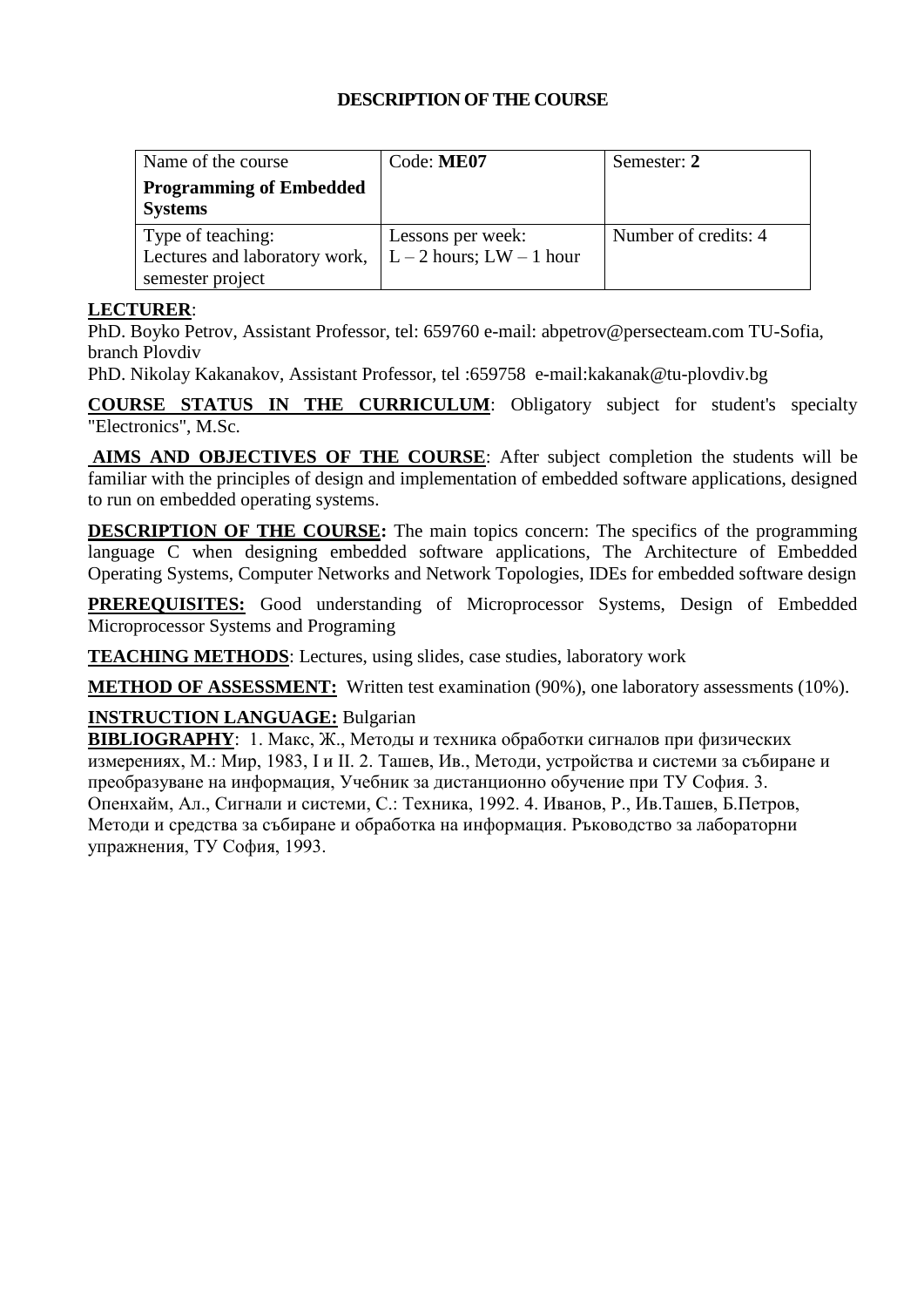**DESCRIPTION OF THE COURSE**

| Name of the course **Programming of Embedded Systems** | Code: **ME07** | Semester: **2** |
|---|---|---|
| Type of teaching: Lectures and laboratory work, semester project | Lessons per week: L – 2 hours; LW – 1 hour | Number of credits: 4 |

**LECTURER**:
PhD. Boyko Petrov, Assistant Professor, tel: 659760 e-mail: abpetrov@persecteam.com TU-Sofia, branch Plovdiv
PhD. Nikolay Kakanakov, Assistant Professor, tel :659758 e-mail:kakanak@tu-plovdiv.bg

**COURSE STATUS IN THE CURRICULUM**: Obligatory subject for student's specialty "Electronics", M.Sc.

**AIMS AND OBJECTIVES OF THE COURSE**: After subject completion the students will be familiar with the principles of design and implementation of embedded software applications, designed to run on embedded operating systems.

**DESCRIPTION OF THE COURSE:** The main topics concern: The specifics of the programming language C when designing embedded software applications, The Architecture of Embedded Operating Systems, Computer Networks and Network Topologies, IDEs for embedded software design

**PREREQUISITES:** Good understanding of Microprocessor Systems, Design of Embedded Microprocessor Systems and Programing

**TEACHING METHODS**: Lectures, using slides, case studies, laboratory work

**METHOD OF ASSESSMENT:** Written test examination (90%), one laboratory assessments (10%).

**INSTRUCTION LANGUAGE:** Bulgarian

**BIBLIOGRAPHY**: 1. Макс, Ж., Методы и техника обработки сигналов при физических измерениях, М.: Мир, 1983, I и II. 2. Ташев, Ив., Методи, устройства и системи за събиране и преобразуване на информация, Учебник за дистанционно обучение при ТУ София. 3. Опенхайм, Ал., Сигнали и системи, С.: Техника, 1992. 4. Иванов, Р., Ив.Ташев, Б.Петров, Методи и средства за събиране и обработка на информация. Ръководство за лабораторни упражнения, ТУ София, 1993.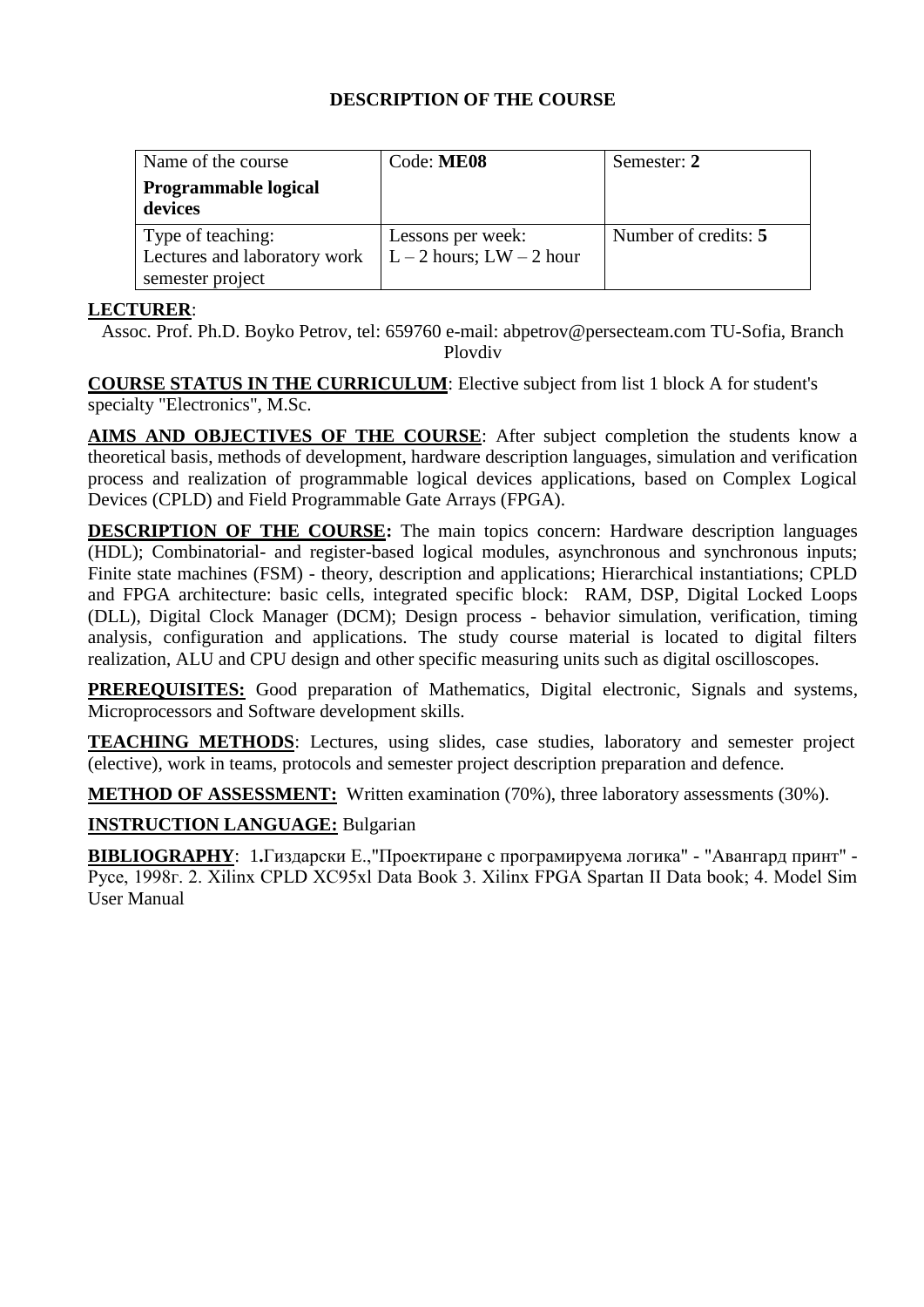## DESCRIPTION OF THE COURSE

| Name of the course<br>**Programmable logical devices** | Code: **ME08** | Semester: **2** |
|---|---|---|
| Type of teaching:<br>Lectures and laboratory work semester project | Lessons per week:<br>L – 2 hours; LW – 2 hour | Number of credits: **5** |

**LECTURER**:

Assoc. Prof. Ph.D. Boyko Petrov, tel: 659760 e-mail: abpetrov@persecteam.com TU-Sofia, Branch Plovdiv

**COURSE STATUS IN THE CURRICULUM**: Elective subject from list 1 block A for student's specialty "Electronics", M.Sc.

**AIMS AND OBJECTIVES OF THE COURSE**: After subject completion the students know a theoretical basis, methods of development, hardware description languages, simulation and verification process and realization of programmable logical devices applications, based on Complex Logical Devices (CPLD) and Field Programmable Gate Arrays (FPGA).

**DESCRIPTION OF THE COURSE:** The main topics concern: Hardware description languages (HDL); Combinatorial- and register-based logical modules, asynchronous and synchronous inputs; Finite state machines (FSM) - theory, description and applications; Hierarchical instantiations; CPLD and FPGA architecture: basic cells, integrated specific block: RAM, DSP, Digital Locked Loops (DLL), Digital Clock Manager (DCM); Design process - behavior simulation, verification, timing analysis, configuration and applications. The study course material is located to digital filters realization, ALU and CPU design and other specific measuring units such as digital oscilloscopes.

**PREREQUISITES:** Good preparation of Mathematics, Digital electronic, Signals and systems, Microprocessors and Software development skills.

**TEACHING METHODS**: Lectures, using slides, case studies, laboratory and semester project (elective), work in teams, protocols and semester project description preparation and defence.

**METHOD OF ASSESSMENT:** Written examination (70%), three laboratory assessments (30%).

**INSTRUCTION LANGUAGE:** Bulgarian

**BIBLIOGRAPHY**: 1**.**Гиздарски Е.,"Проектиране с програмируема логика" - "Авангард принт" - Русе, 1998г. 2. Xilinx CPLD XC95xl Data Book 3. Xilinx FPGA Spartan II Data book; 4. Model Sim User Manual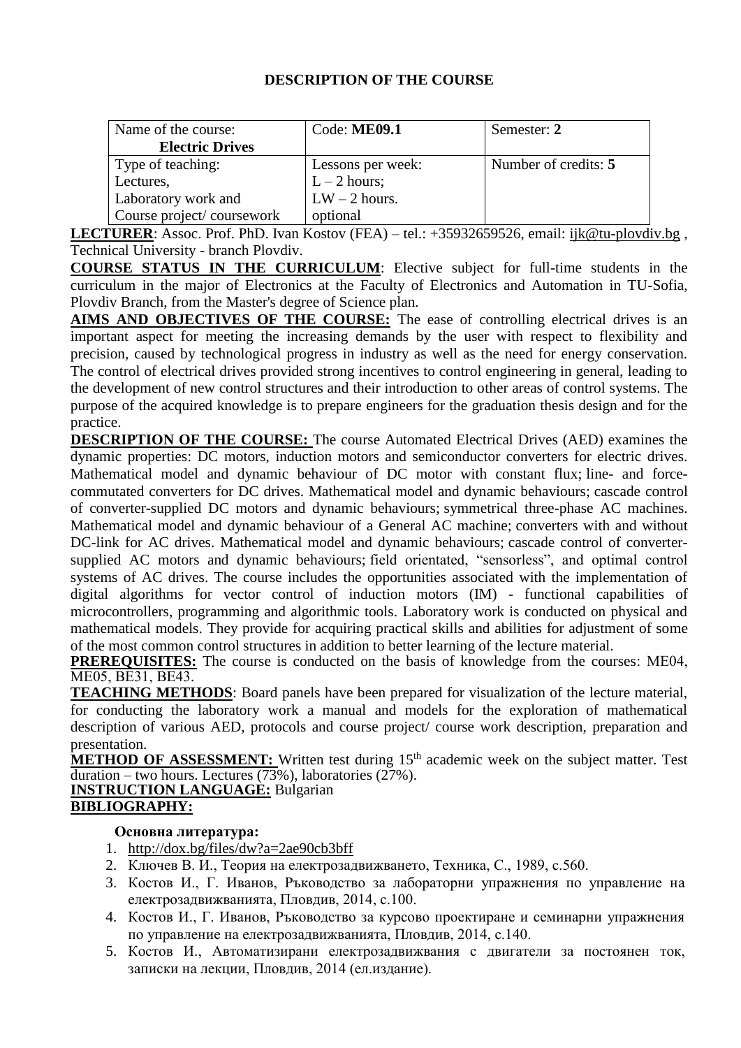## DESCRIPTION OF THE COURSE

| Name of the course: **Electric Drives** | Code: **ME09.1** | Semester: **2** |
|---|---|---|
| Type of teaching: Lectures, Laboratory work and Course project/ coursework | Lessons per week: L – 2 hours; LW – 2 hours. optional | Number of credits: **5** |

**LECTURER**: Assoc. Prof. PhD. Ivan Kostov (FEA) – tel.: +35932659526, email: ijk@tu-plovdiv.bg , Technical University - branch Plovdiv.

**COURSE STATUS IN THE CURRICULUM**: Elective subject for full-time students in the curriculum in the major of Electronics at the Faculty of Electronics and Automation in TU-Sofia, Plovdiv Branch, from the Master's degree of Science plan.

**AIMS AND OBJECTIVES OF THE COURSE:** The ease of controlling electrical drives is an important aspect for meeting the increasing demands by the user with respect to flexibility and precision, caused by technological progress in industry as well as the need for energy conservation. The control of electrical drives provided strong incentives to control engineering in general, leading to the development of new control structures and their introduction to other areas of control systems. The purpose of the acquired knowledge is to prepare engineers for the graduation thesis design and for the practice.

**DESCRIPTION OF THE COURSE:** The course Automated Electrical Drives (AED) examines the dynamic properties: DC motors, induction motors and semiconductor converters for electric drives. Mathematical model and dynamic behaviour of DC motor with constant flux; line- and force-commutated converters for DC drives. Mathematical model and dynamic behaviours; cascade control of converter-supplied DC motors and dynamic behaviours; symmetrical three-phase AC machines. Mathematical model and dynamic behaviour of a General AC machine; converters with and without DC-link for AC drives. Mathematical model and dynamic behaviours; cascade control of converter-supplied AC motors and dynamic behaviours; field orientated, "sensorless", and optimal control systems of AC drives. The course includes the opportunities associated with the implementation of digital algorithms for vector control of induction motors (IM) - functional capabilities of microcontrollers, programming and algorithmic tools. Laboratory work is conducted on physical and mathematical models. They provide for acquiring practical skills and abilities for adjustment of some of the most common control structures in addition to better learning of the lecture material.

**PREREQUISITES:** The course is conducted on the basis of knowledge from the courses: ME04, ME05, BE31, BE43.

**TEACHING METHODS**: Board panels have been prepared for visualization of the lecture material, for conducting the laboratory work a manual and models for the exploration of mathematical description of various AED, protocols and course project/ course work description, preparation and presentation.

**METHOD OF ASSESSMENT:** Written test during 15th academic week on the subject matter. Test duration – two hours. Lectures (73%), laboratories (27%).

**INSTRUCTION LANGUAGE:** Bulgarian

**BIBLIOGRAPHY:**

**Основна литература:**

1. http://dox.bg/files/dw?a=2ae90cb3bff
2. Ключев В. И., Теория на електрозадвижването, Техника, С., 1989, с.560.
3. Костов И., Г. Иванов, Ръководство за лабораторни упражнения по управление на електрозадвижванията, Пловдив, 2014, с.100.
4. Костов И., Г. Иванов, Ръководство за курсово проектиране и семинарни упражнения по управление на електрозадвижванията, Пловдив, 2014, с.140.
5. Костов И., Автоматизирани електрозадвижвания с двигатели за постоянен ток, записки на лекции, Пловдив, 2014 (ел.издание).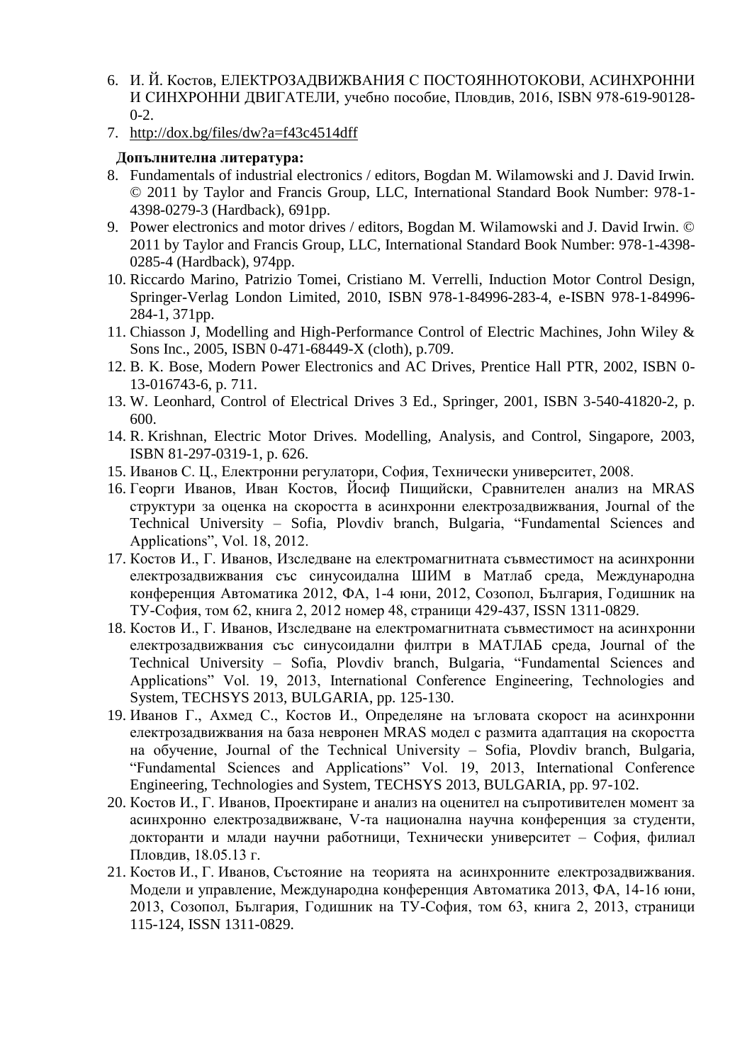6. И. Й. Костов, ЕЛЕКТРОЗАДВИЖВАНИЯ С ПОСТОЯННОТОКОВИ, АСИНХРОННИ И СИНХРОННИ ДВИГАТЕЛИ, учебно пособие, Пловдив, 2016, ISBN 978-619-90128-0-2.
7. http://dox.bg/files/dw?a=f43c4514dff

**Допълнителна литература:**

8. Fundamentals of industrial electronics / editors, Bogdan M. Wilamowski and J. David Irwin. © 2011 by Taylor and Francis Group, LLC, International Standard Book Number: 978-1-4398-0279-3 (Hardback), 691pp.
9. Power electronics and motor drives / editors, Bogdan M. Wilamowski and J. David Irwin. © 2011 by Taylor and Francis Group, LLC, International Standard Book Number: 978-1-4398-0285-4 (Hardback), 974pp.
10. Riccardo Marino, Patrizio Tomei, Cristiano M. Verrelli, Induction Motor Control Design, Springer-Verlag London Limited, 2010, ISBN 978-1-84996-283-4, e-ISBN 978-1-84996-284-1, 371pp.
11. Chiasson J, Modelling and High-Performance Control of Electric Machines, John Wiley & Sons Inc., 2005, ISBN 0-471-68449-X (cloth), p.709.
12. B. K. Bose, Modern Power Electronics and AC Drives, Prentice Hall PTR, 2002, ISBN 0-13-016743-6, p. 711.
13. W. Leonhard, Control of Electrical Drives 3 Ed., Springer, 2001, ISBN 3-540-41820-2, p. 600.
14. R. Krishnan, Electric Motor Drives. Modelling, Analysis, and Control, Singapore, 2003, ISBN 81-297-0319-1, p. 626.
15. Иванов С. Ц., Електронни регулатори, София, Технически университет, 2008.
16. Георги Иванов, Иван Костов, Йосиф Пищийски, Сравнителен анализ на MRAS структури за оценка на скоростта в асинхронни електрозадвижвания, Journal of the Technical University – Sofia, Plovdiv branch, Bulgaria, "Fundamental Sciences and Applications", Vol. 18, 2012.
17. Костов И., Г. Иванов, Изследване на електромагнитната съвместимост на асинхронни електрозадвижвания със синусоидална ШИМ в Матлаб среда, Международна конференция Автоматика 2012, ФА, 1-4 юни, 2012, Созопол, България, Годишник на ТУ-София, том 62, книга 2, 2012 номер 48, страници 429-437, ISSN 1311-0829.
18. Костов И., Г. Иванов, Изследване на електромагнитната съвместимост на асинхронни електрозадвижвания със синусоидални филтри в МАТЛАБ среда, Journal of the Technical University – Sofia, Plovdiv branch, Bulgaria, "Fundamental Sciences and Applications" Vol. 19, 2013, International Conference Engineering, Technologies and System, TECHSYS 2013, BULGARIA, pp. 125-130.
19. Иванов Г., Ахмед С., Костов И., Определяне на ъгловата скорост на асинхронни електрозадвижвания на база невронен MRAS модел с размита адаптация на скоростта на обучение, Journal of the Technical University – Sofia, Plovdiv branch, Bulgaria, "Fundamental Sciences and Applications" Vol. 19, 2013, International Conference Engineering, Technologies and System, TECHSYS 2013, BULGARIA, pp. 97-102.
20. Костов И., Г. Иванов, Проектиране и анализ на оценител на съпротивителен момент за асинхронно електрозадвижване, V-та национална научна конференция за студенти, докторанти и млади научни работници, Технически университет – София, филиал Пловдив, 18.05.13 г.
21. Костов И., Г. Иванов, Състояние на теорията на асинхронните електрозадвижвания. Модели и управление, Международна конференция Автоматика 2013, ФА, 14-16 юни, 2013, Созопол, България, Годишник на ТУ-София, том 63, книга 2, 2013, страници 115-124, ISSN 1311-0829.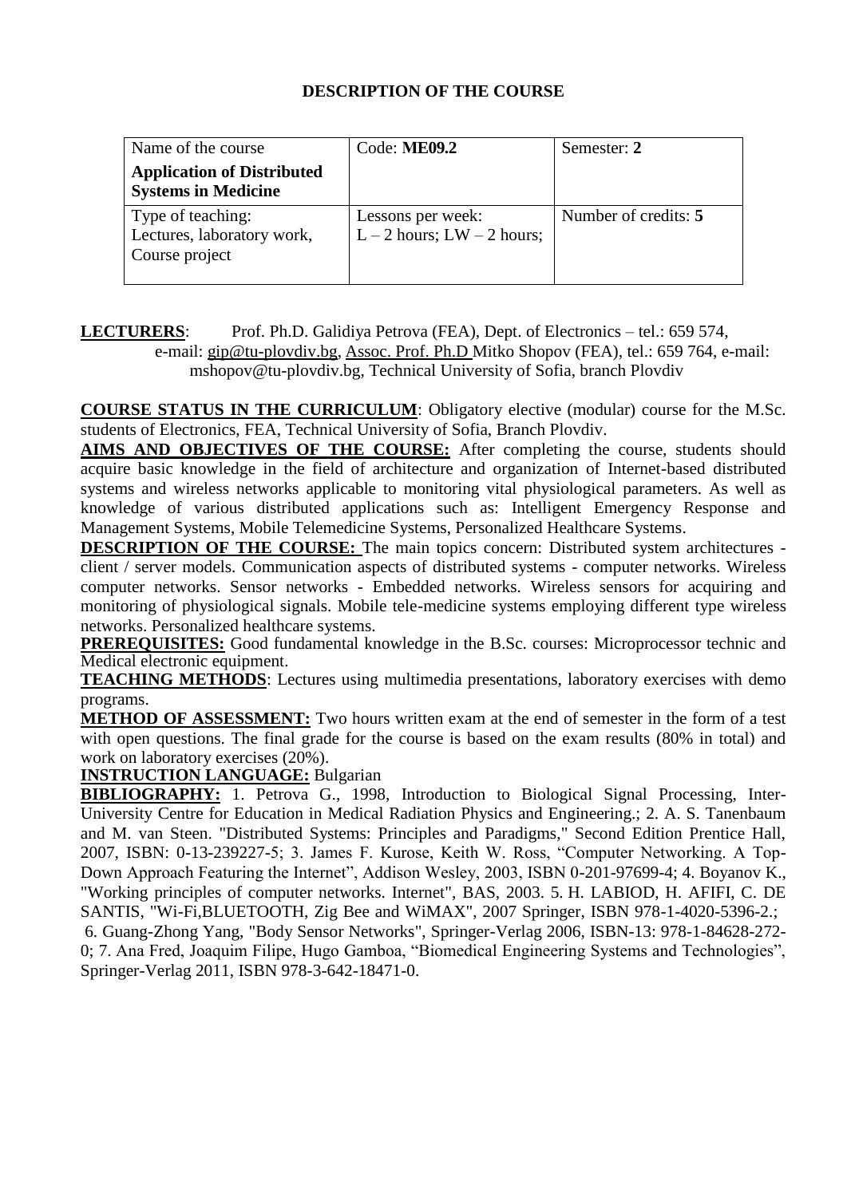**DESCRIPTION OF THE COURSE**

| Name of the course **Application of Distributed Systems in Medicine** | Code: **ME09.2** | Semester: **2** |
|---|---|---|
| Type of teaching: Lectures, laboratory work, Course project | Lessons per week: L – 2 hours; LW – 2 hours; | Number of credits: **5** |

**LECTURERS**: Prof. Ph.D. Galidiya Petrova (FEA), Dept. of Electronics – tel.: 659 574, e-mail: gip@tu-plovdiv.bg, Assoc. Prof. Ph.D Mitko Shopov (FEA), tel.: 659 764, e-mail: mshopov@tu-plovdiv.bg, Technical University of Sofia, branch Plovdiv

**COURSE STATUS IN THE CURRICULUM**: Obligatory elective (modular) course for the M.Sc. students of Electronics, FEA, Technical University of Sofia, Branch Plovdiv.

**AIMS AND OBJECTIVES OF THE COURSE:** After completing the course, students should acquire basic knowledge in the field of architecture and organization of Internet-based distributed systems and wireless networks applicable to monitoring vital physiological parameters. As well as knowledge of various distributed applications such as: Intelligent Emergency Response and Management Systems, Mobile Telemedicine Systems, Personalized Healthcare Systems.

**DESCRIPTION OF THE COURSE:** The main topics concern: Distributed system architectures - client / server models. Communication aspects of distributed systems - computer networks. Wireless computer networks. Sensor networks - Embedded networks. Wireless sensors for acquiring and monitoring of physiological signals. Mobile tele-medicine systems employing different type wireless networks. Personalized healthcare systems.

**PREREQUISITES:** Good fundamental knowledge in the B.Sc. courses: Microprocessor technic and Medical electronic equipment.

**TEACHING METHODS**: Lectures using multimedia presentations, laboratory exercises with demo programs.

**METHOD OF ASSESSMENT:** Two hours written exam at the end of semester in the form of a test with open questions. The final grade for the course is based on the exam results (80% in total) and work on laboratory exercises (20%).

**INSTRUCTION LANGUAGE:** Bulgarian

**BIBLIOGRAPHY:** 1. Petrova G., 1998, Introduction to Biological Signal Processing, Inter-University Centre for Education in Medical Radiation Physics and Engineering.; 2. A. S. Tanenbaum and M. van Steen. "Distributed Systems: Principles and Paradigms," Second Edition Prentice Hall, 2007, ISBN: 0-13-239227-5; 3. James F. Kurose, Keith W. Ross, "Computer Networking. A Top-Down Approach Featuring the Internet", Addison Wesley, 2003, ISBN 0-201-97699-4; 4. Boyanov K., "Working principles of computer networks. Internet", BAS, 2003. 5. H. LABIOD, H. AFIFI, C. DE SANTIS, "Wi-Fi,BLUETOOTH, Zig Bee and WiMAX", 2007 Springer, ISBN 978-1-4020-5396-2.; 6. Guang-Zhong Yang, "Body Sensor Networks", Springer-Verlag 2006, ISBN-13: 978-1-84628-272-0; 7. Ana Fred, Joaquim Filipe, Hugo Gamboa, "Biomedical Engineering Systems and Technologies", Springer-Verlag 2011, ISBN 978-3-642-18471-0.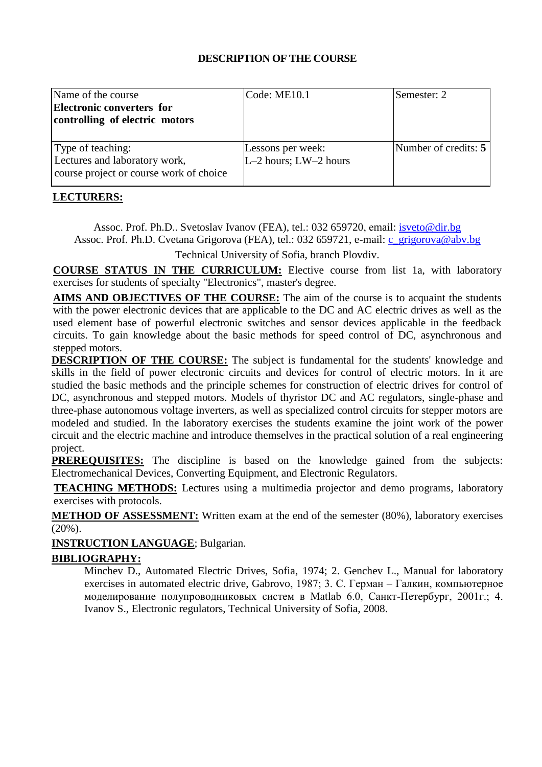# DESCRIPTION OF THE COURSE

| Name of the course<br>**Electronic converters for controlling of electric motors** | Code: ME10.1 | Semester: 2 |
|---|---|---|
| Type of teaching:<br>Lectures and laboratory work,<br>course project or course work of choice | Lessons per week:<br>L–2 hours; LW–2 hours | Number of credits: **5** |

**LECTURERS:**

Assoc. Prof. Ph.D.. Svetoslav Ivanov (FEA), tel.: 032 659720, email: isveto@dir.bg
Assoc. Prof. Ph.D. Cvetana Grigorova (FEA), tel.: 032 659721, e-mail: c_grigorova@abv.bg
Technical University of Sofia, branch Plovdiv.

**COURSE STATUS IN THE CURRICULUM:** Elective course from list 1a, with laboratory exercises for students of specialty "Electronics", master's degree.

**AIMS AND OBJECTIVES OF THE COURSE:** The aim of the course is to acquaint the students with the power electronic devices that are applicable to the DC and AC electric drives as well as the used element base of powerful electronic switches and sensor devices applicable in the feedback circuits. To gain knowledge about the basic methods for speed control of DC, asynchronous and stepped motors.

**DESCRIPTION OF THE COURSE:** The subject is fundamental for the students' knowledge and skills in the field of power electronic circuits and devices for control of electric motors. In it are studied the basic methods and the principle schemes for construction of electric drives for control of DC, asynchronous and stepped motors. Models of thyristor DC and AC regulators, single-phase and three-phase autonomous voltage inverters, as well as specialized control circuits for stepper motors are modeled and studied. In the laboratory exercises the students examine the joint work of the power circuit and the electric machine and introduce themselves in the practical solution of a real engineering project.

**PREREQUISITES:** The discipline is based on the knowledge gained from the subjects: Electromechanical Devices, Converting Equipment, and Electronic Regulators.

**TEACHING METHODS:** Lectures using a multimedia projector and demo programs, laboratory exercises with protocols.

**METHOD OF ASSESSMENT:** Written exam at the end of the semester (80%), laboratory exercises (20%).

**INSTRUCTION LANGUAGE**; Bulgarian.

**BIBLIOGRAPHY:**

Minchev D., Automated Electric Drives, Sofia, 1974; 2. Genchev L., Manual for laboratory exercises in automated electric drive, Gabrovo, 1987; 3. С. Герман – Галкин, компьютерное моделирование полупроводниковых систем в Matlab 6.0, Санкт-Петербург, 2001г.; 4. Ivanov S., Electronic regulators, Technical University of Sofia, 2008.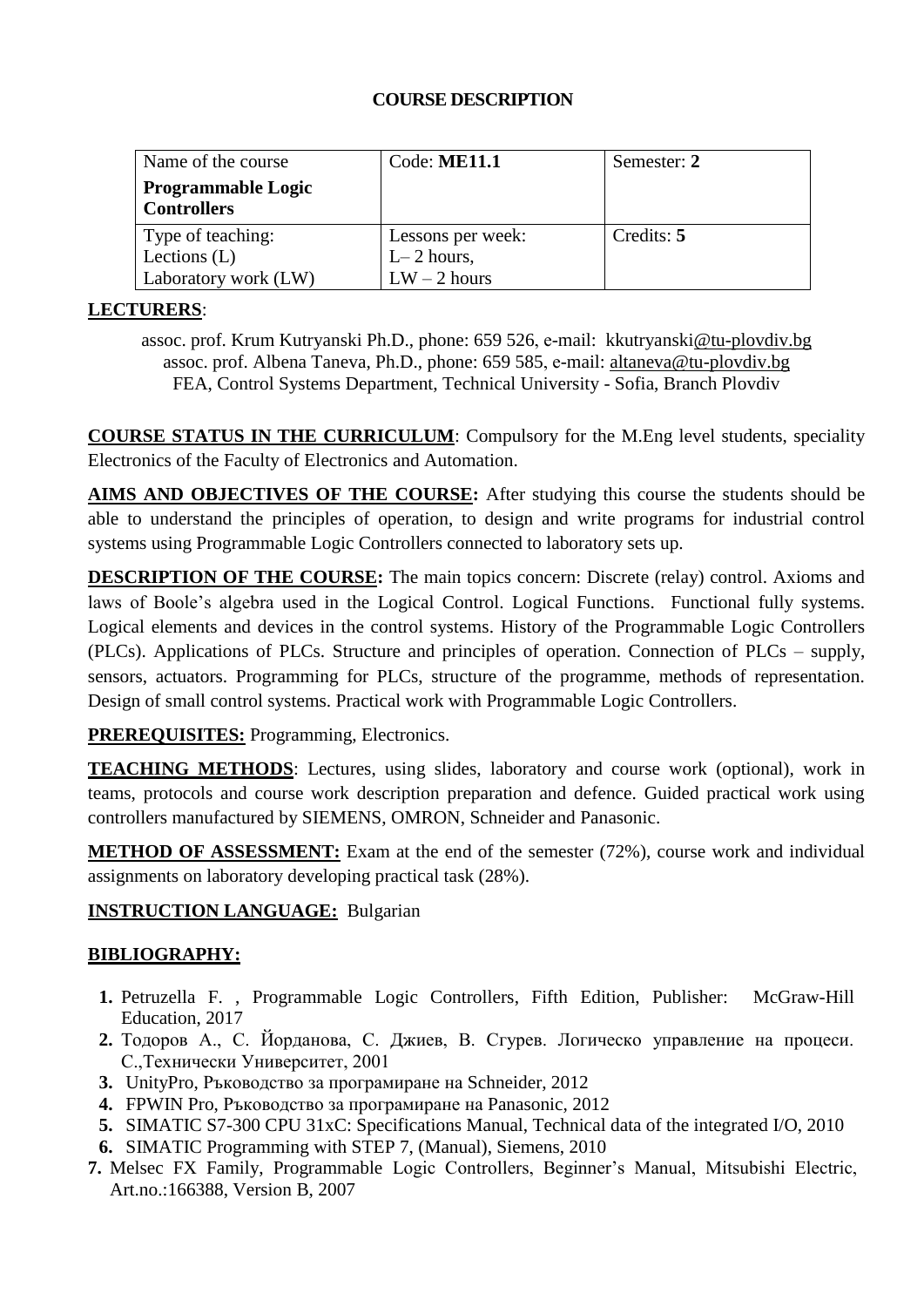**COURSE DESCRIPTION**

| Name of the course **Programmable Logic Controllers** | Code: **ME11.1** | Semester: **2** |
|---|---|---|
| Type of teaching: Lections (L) Laboratory work (LW) | Lessons per week: L– 2 hours, LW – 2 hours | Credits: **5** |

**LECTURERS**:

assoc. prof. Krum Kutryanski Ph.D., phone: 659 526, e-mail: kkutryanski@tu-plovdiv.bg
assoc. prof. Albena Taneva, Ph.D., phone: 659 585, e-mail: altaneva@tu-plovdiv.bg
FEA, Control Systems Department, Technical University - Sofia, Branch Plovdiv

**COURSE STATUS IN THE CURRICULUM**: Compulsory for the M.Eng level students, speciality Electronics of the Faculty of Electronics and Automation.

**AIMS AND OBJECTIVES OF THE COURSE:** After studying this course the students should be able to understand the principles of operation, to design and write programs for industrial control systems using Programmable Logic Controllers connected to laboratory sets up.

**DESCRIPTION OF THE COURSE:** The main topics concern: Discrete (relay) control. Axioms and laws of Boole's algebra used in the Logical Control. Logical Functions. Functional fully systems. Logical elements and devices in the control systems. History of the Programmable Logic Controllers (PLCs). Applications of PLCs. Structure and principles of operation. Connection of PLCs – supply, sensors, actuators. Programming for PLCs, structure of the programme, methods of representation. Design of small control systems. Practical work with Programmable Logic Controllers.

**PREREQUISITES:** Programming, Electronics.

**TEACHING METHODS**: Lectures, using slides, laboratory and course work (optional), work in teams, protocols and course work description preparation and defence. Guided practical work using controllers manufactured by SIEMENS, OMRON, Schneider and Panasonic.

**METHOD OF ASSESSMENT:** Exam at the end of the semester (72%), course work and individual assignments on laboratory developing practical task (28%).

**INSTRUCTION LANGUAGE:** Bulgarian

**BIBLIOGRAPHY:**

1. Petruzella F. , Programmable Logic Controllers, Fifth Edition, Publisher: McGraw-Hill Education, 2017
2. Тодоров А., С. Йорданова, С. Джиев, В. Сгурев. Логическо управление на процеси. С.,Технически Университет, 2001
3. UnityPro, Ръководство за програмиране на Schneider, 2012
4. FPWIN Pro, Ръководство за програмиране на Panasonic, 2012
5. SIMATIC S7-300 CPU 31xC: Specifications Manual, Technical data of the integrated I/O, 2010
6. SIMATIC Programming with STEP 7, (Manual), Siemens, 2010
7. Melsec FX Family, Programmable Logic Controllers, Beginner's Manual, Mitsubishi Electric, Art.no.:166388, Version B, 2007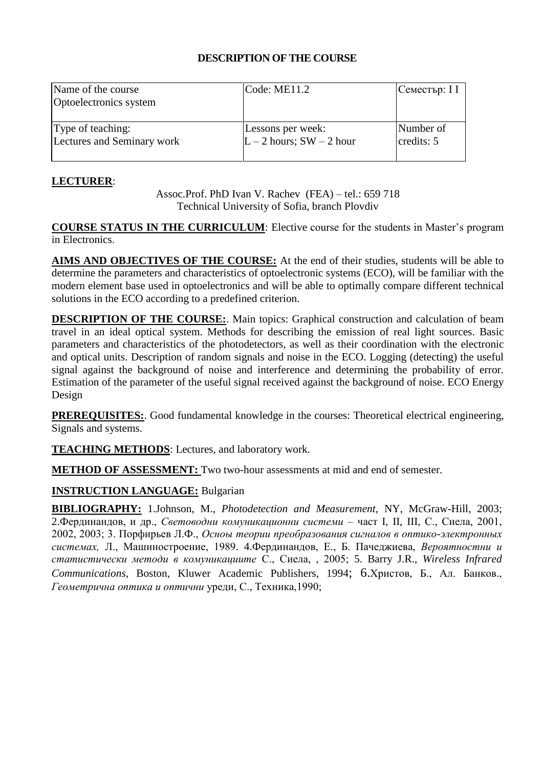**DESCRIPTION OF THE COURSE**

| Name of the course<br>Optoelectronics system | Code: ME11.2 | Семестър: I I |
|---|---|---|
| Type of teaching:<br>Lectures and Seminary work | Lessons per week:<br>L – 2 hours; SW – 2 hour | Number of credits: 5 |

**LECTURER**:

Assoc.Prof. PhD Ivan V. Rachev (FEA) – tel.: 659 718
Technical University of Sofia, branch Plovdiv

**COURSE STATUS IN THE CURRICULUM**: Elective course for the students in Master's program in Electronics.

**AIMS AND OBJECTIVES OF THE COURSE:** At the end of their studies, students will be able to determine the parameters and characteristics of optoelectronic systems (ECO), will be familiar with the modern element base used in optoelectronics and will be able to optimally compare different technical solutions in the ECO according to a predefined criterion.

**DESCRIPTION OF THE COURSE:**. Main topics: Graphical construction and calculation of beam travel in an ideal optical system. Methods for describing the emission of real light sources. Basic parameters and characteristics of the photodetectors, as well as their coordination with the electronic and optical units. Description of random signals and noise in the ECO. Logging (detecting) the useful signal against the background of noise and interference and determining the probability of error. Estimation of the parameter of the useful signal received against the background of noise. ECO Energy Design

**PREREQUISITES:**. Good fundamental knowledge in the courses: Theoretical electrical engineering, Signals and systems.

**TEACHING METHODS**: Lectures, and laboratory work.

**METHOD OF ASSESSMENT:** Two two-hour assessments at mid and end of semester.

**INSTRUCTION LANGUAGE:** Bulgarian

**BIBLIOGRAPHY:** 1.Johnson, M., *Photodetection and Measurement*, NY, McGraw-Hill, 2003; 2.Фердинандов, и др., *Световодни комуникационни системи* – част I, II, III, С., Сиела, 2001, 2002, 2003; 3. Порфирьев Л.Ф., *Основы теории преобразования сигналов в оптико-электронных системах,* Л., Машиностроение, 1989. 4.Фердинандов, Е., Б. Пачеджиева, *Вероятностни и статистически методи в комуникациите* С., Сиела, , 2005; 5. Barry J.R., *Wireless Infrared Communications*, Boston, Kluwer Academic Publishers, 1994; 6.Христов, Б., Ал. Банков., *Геометрична оптика и оптични* уреди, С., Техника,1990;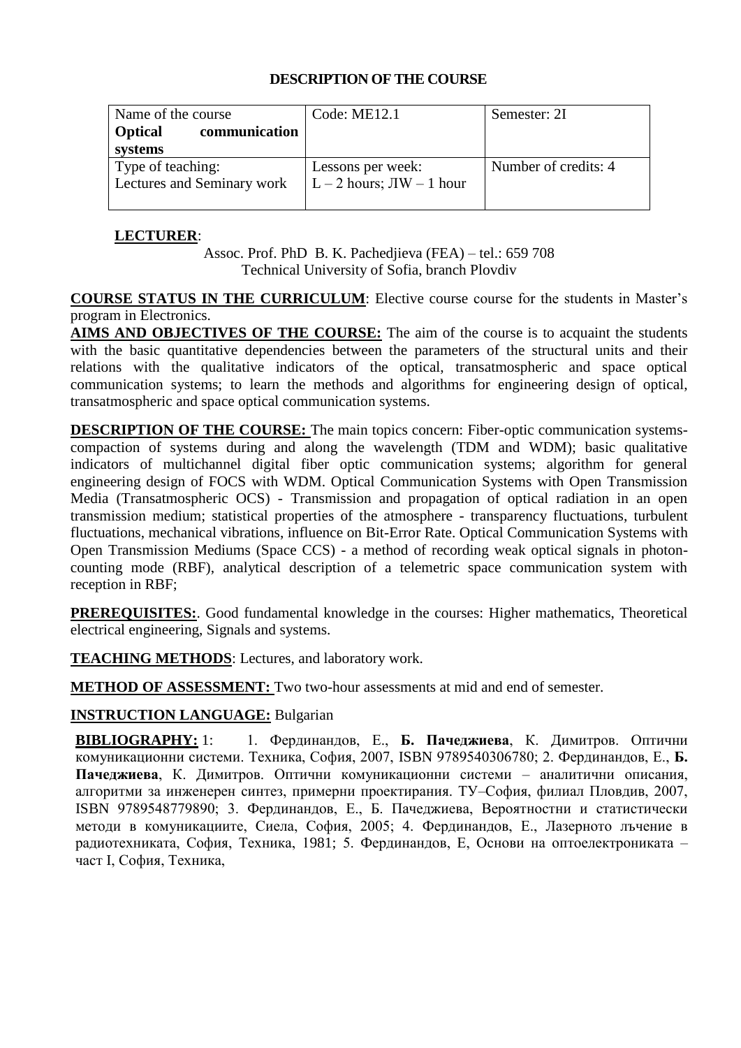### DESCRIPTION OF THE COURSE

| Name of the course **Optical communication systems** | Code: ME12.1 | Semester: 2I |
|---|---|---|
| Type of teaching: Lectures and Seminary work | Lessons per week: L – 2 hours; ЛW – 1 hour | Number of credits: 4 |

**LECTURER**:

Assoc. Prof. PhD B. K. Pachedjieva (FEA) – tel.: 659 708
Technical University of Sofia, branch Plovdiv

**COURSE STATUS IN THE CURRICULUM**: Elective course course for the students in Master's program in Electronics.

**AIMS AND OBJECTIVES OF THE COURSE:** The aim of the course is to acquaint the students with the basic quantitative dependencies between the parameters of the structural units and their relations with the qualitative indicators of the optical, transatmospheric and space optical communication systems; to learn the methods and algorithms for engineering design of optical, transatmospheric and space optical communication systems.

**DESCRIPTION OF THE COURSE:** The main topics concern: Fiber-optic communication systems-compaction of systems during and along the wavelength (TDM and WDM); basic qualitative indicators of multichannel digital fiber optic communication systems; algorithm for general engineering design of FOCS with WDM. Optical Communication Systems with Open Transmission Media (Transatmospheric OCS) - Transmission and propagation of optical radiation in an open transmission medium; statistical properties of the atmosphere - transparency fluctuations, turbulent fluctuations, mechanical vibrations, influence on Bit-Error Rate. Optical Communication Systems with Open Transmission Mediums (Space CCS) - a method of recording weak optical signals in photon-counting mode (RBF), analytical description of a telemetric space communication system with reception in RBF;

**PREREQUISITES:**. Good fundamental knowledge in the courses: Higher mathematics, Theoretical electrical engineering, Signals and systems.

**TEACHING METHODS**: Lectures, and laboratory work.

**METHOD OF ASSESSMENT:** Two two-hour assessments at mid and end of semester.

**INSTRUCTION LANGUAGE:** Bulgarian

**BIBLIOGRAPHY:** 1: 1. Фердинандов, Е., **Б. Пачеджиева**, К. Димитров. Оптични комуникационни системи. Техника, София, 2007, ISBN 9789540306780; 2. Фердинандов, Е., **Б. Пачеджиева**, К. Димитров. Оптични комуникационни системи – аналитични описания, алгоритми за инженерен синтез, примерни проектирания. ТУ–София, филиал Пловдив, 2007, ISBN 9789548779890; 3. Фердинандов, Е., Б. Пачеджиева, Вероятностни и статистически методи в комуникациите, Сиела, София, 2005; 4. Фердинандов, Е., Лазерното лъчение в радиотехниката, София, Техника, 1981; 5. Фердинандов, Е, Основи на оптоелектрониката – част I, София, Техника,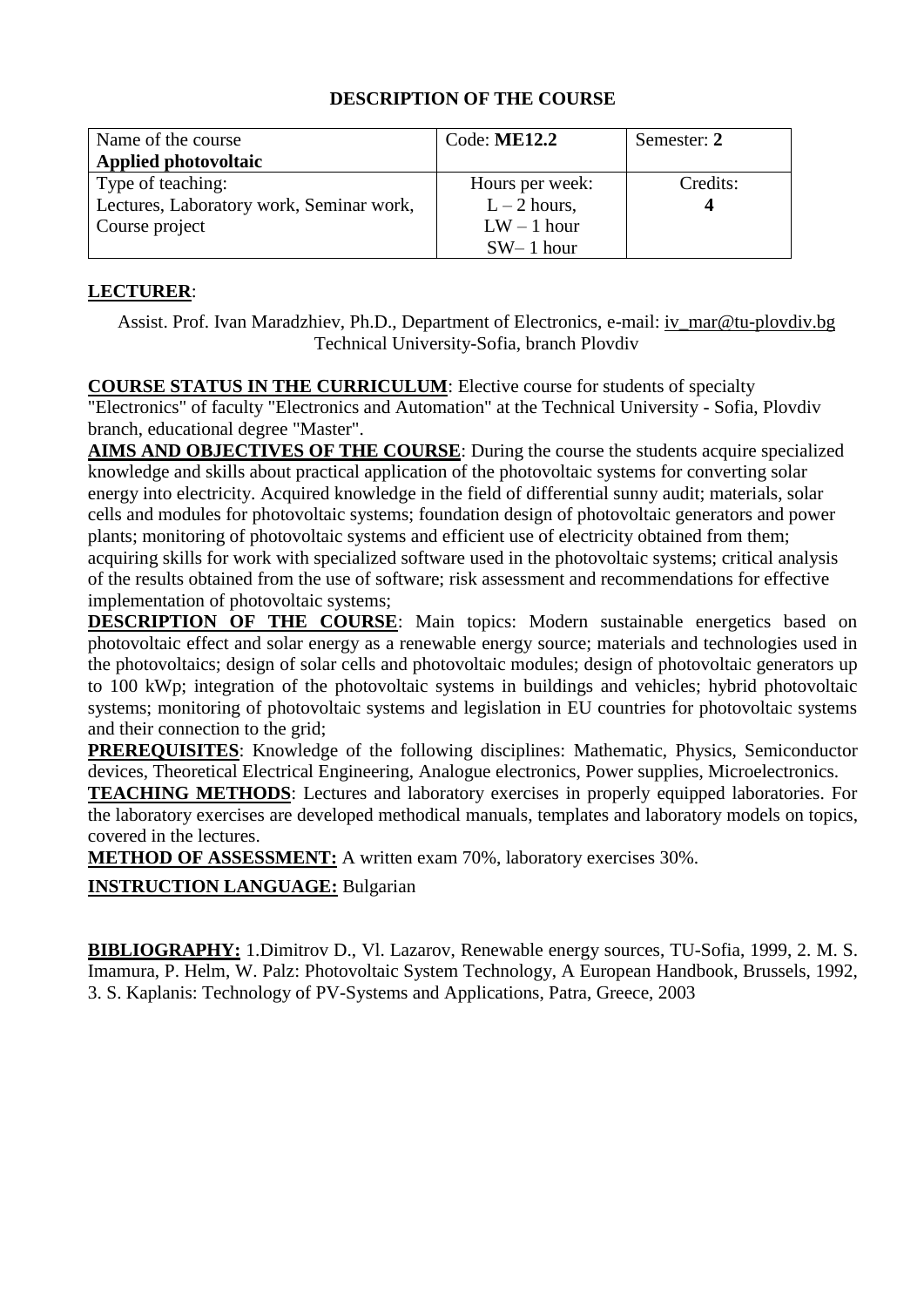**DESCRIPTION OF THE COURSE**

| Name of the course **Applied photovoltaic** | Code: **ME12.2** | Semester: **2** |
|---|---|---|
| Type of teaching: Lectures, Laboratory work, Seminar work, Course project | Hours per week: L – 2 hours, LW – 1 hour SW– 1 hour | Credits: **4** |

**LECTURER**:

Assist. Prof. Ivan Maradzhiev, Ph.D., Department of Electronics, e-mail: iv_mar@tu-plovdiv.bg Technical University-Sofia, branch Plovdiv

**COURSE STATUS IN THE CURRICULUM**: Elective course for students of specialty "Electronics" of faculty "Electronics and Automation" at the Technical University - Sofia, Plovdiv branch, educational degree "Master".

**AIMS AND OBJECTIVES OF THE COURSE**: During the course the students acquire specialized knowledge and skills about practical application of the photovoltaic systems for converting solar energy into electricity. Acquired knowledge in the field of differential sunny audit; materials, solar cells and modules for photovoltaic systems; foundation design of photovoltaic generators and power plants; monitoring of photovoltaic systems and efficient use of electricity obtained from them; acquiring skills for work with specialized software used in the photovoltaic systems; critical analysis of the results obtained from the use of software; risk assessment and recommendations for effective implementation of photovoltaic systems;

**DESCRIPTION OF THE COURSE**: Main topics: Modern sustainable energetics based on photovoltaic effect and solar energy as a renewable energy source; materials and technologies used in the photovoltaics; design of solar cells and photovoltaic modules; design of photovoltaic generators up to 100 kWp; integration of the photovoltaic systems in buildings and vehicles; hybrid photovoltaic systems; monitoring of photovoltaic systems and legislation in EU countries for photovoltaic systems and their connection to the grid;

**PREREQUISITES**: Knowledge of the following disciplines: Mathematic, Physics, Semiconductor devices, Theoretical Electrical Engineering, Analogue electronics, Power supplies, Microelectronics.

**TEACHING METHODS**: Lectures and laboratory exercises in properly equipped laboratories. For the laboratory exercises are developed methodical manuals, templates and laboratory models on topics, covered in the lectures.

**METHOD OF ASSESSMENT:** A written exam 70%, laboratory exercises 30%.

**INSTRUCTION LANGUAGE:** Bulgarian

**BIBLIOGRAPHY:** 1.Dimitrov D., Vl. Lazarov, Renewable energy sources, TU-Sofia, 1999, 2. M. S. Imamura, P. Helm, W. Palz: Photovoltaic System Technology, A European Handbook, Brussels, 1992, 3. S. Kaplanis: Technology of PV-Systems and Applications, Patra, Greece, 2003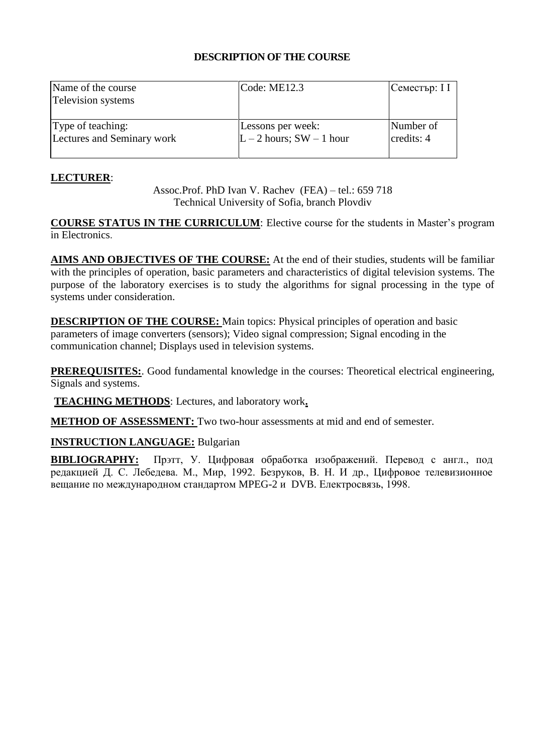**DESCRIPTION OF THE COURSE**

| Name of the course<br>Television systems | Code: ME12.3 | Семестър: I I |
|---|---|---|
| Type of teaching:<br>Lectures and Seminary work | Lessons per week:<br>L – 2 hours; SW – 1 hour | Number of credits: 4 |

**LECTURER**:

Assoc.Prof. PhD Ivan V. Rachev (FEA) – tel.: 659 718
Technical University of Sofia, branch Plovdiv

**COURSE STATUS IN THE CURRICULUM**: Elective course for the students in Master's program in Electronics.

**AIMS AND OBJECTIVES OF THE COURSE:** At the end of their studies, students will be familiar with the principles of operation, basic parameters and characteristics of digital television systems. The purpose of the laboratory exercises is to study the algorithms for signal processing in the type of systems under consideration.

**DESCRIPTION OF THE COURSE:** Main topics: Physical principles of operation and basic parameters of image converters (sensors); Video signal compression; Signal encoding in the communication channel; Displays used in television systems.

**PREREQUISITES:**. Good fundamental knowledge in the courses: Theoretical electrical engineering, Signals and systems.

**TEACHING METHODS**: Lectures, and laboratory work**.**

**METHOD OF ASSESSMENT:** Two two-hour assessments at mid and end of semester.

**INSTRUCTION LANGUAGE:** Bulgarian

**BIBLIOGRAPHY:** Прэтт, У. Цифровая обработка изображений. Перевод с англ., под редакцией Д. С. Лебедева. М., Мир, 1992. Безруков, В. Н. И др., Цифровое телевизионное вещание по международном стандартом MPEG-2 и DVB. Електросвязь, 1998.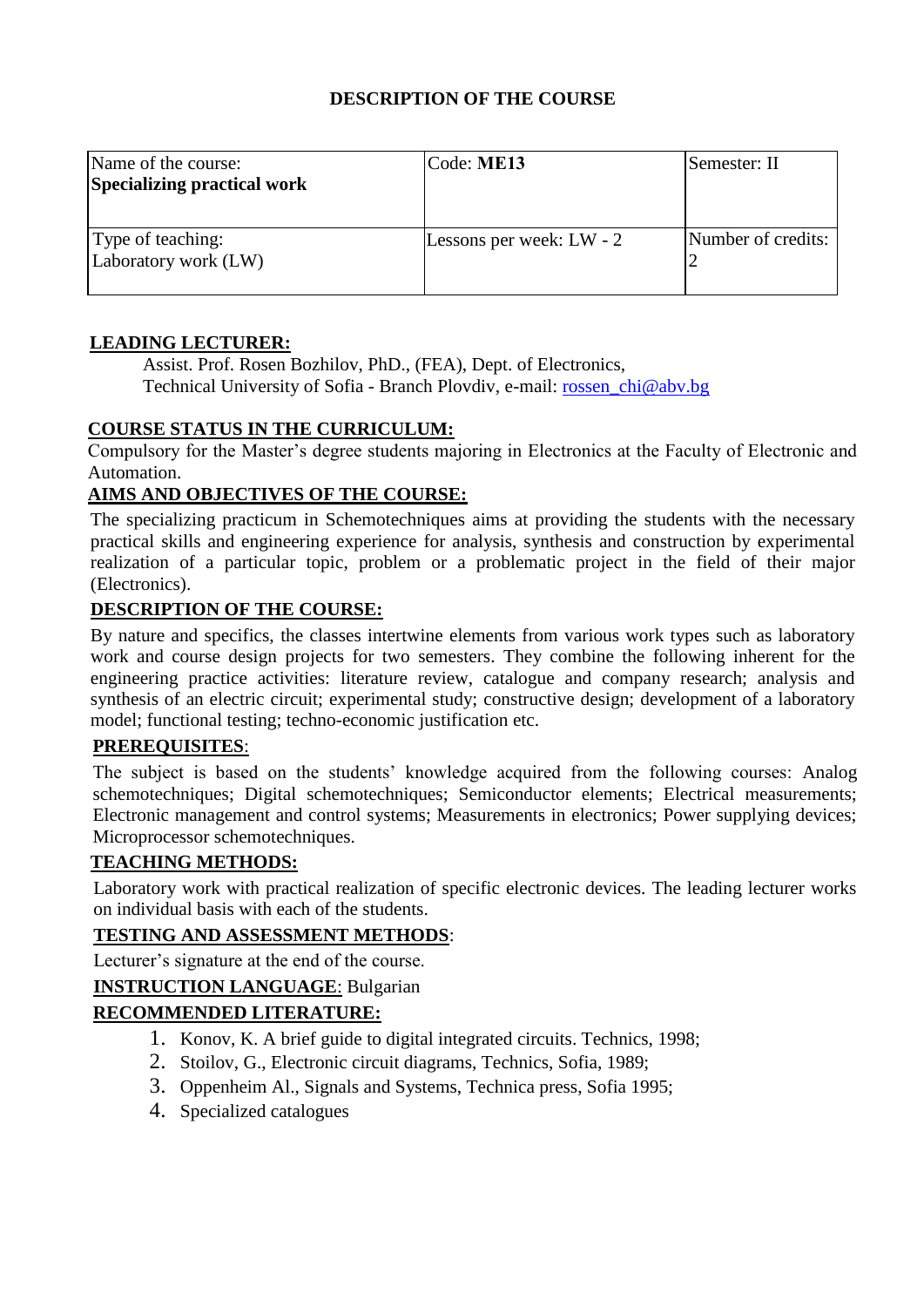## DESCRIPTION OF THE COURSE

| | | |
|---|---|---|
| Name of the course:<br>**Specializing practical work** | Code: **ME13** | Semester: II |
| Type of teaching:<br>Laboratory work (LW) | Lessons per week: LW - 2 | Number of credits:<br>2 |

**LEADING LECTURER:**

Assist. Prof. Rosen Bozhilov, PhD., (FEA), Dept. of Electronics,
Technical University of Sofia - Branch Plovdiv, e-mail: rossen_chi@abv.bg

**COURSE STATUS IN THE CURRICULUM:**

Compulsory for the Master's degree students majoring in Electronics at the Faculty of Electronic and Automation.

**AIMS AND OBJECTIVES OF THE COURSE:**

The specializing practicum in Schemotechniques aims at providing the students with the necessary practical skills and engineering experience for analysis, synthesis and construction by experimental realization of a particular topic, problem or a problematic project in the field of their major (Electronics).

**DESCRIPTION OF THE COURSE:**

By nature and specifics, the classes intertwine elements from various work types such as laboratory work and course design projects for two semesters. They combine the following inherent for the engineering practice activities: literature review, catalogue and company research; analysis and synthesis of an electric circuit; experimental study; constructive design; development of a laboratory model; functional testing; techno-economic justification etc.

**PREREQUISITES**:

The subject is based on the students' knowledge acquired from the following courses: Analog schemotechniques; Digital schemotechniques; Semiconductor elements; Electrical measurements; Electronic management and control systems; Measurements in electronics; Power supplying devices; Microprocessor schemotechniques.

**TEACHING METHODS:**

Laboratory work with practical realization of specific electronic devices. The leading lecturer works on individual basis with each of the students.

**TESTING AND ASSESSMENT METHODS**:

Lecturer's signature at the end of the course.

**INSTRUCTION LANGUAGE**: Bulgarian

**RECOMMENDED LITERATURE:**

1. Konov, K. A brief guide to digital integrated circuits. Technics, 1998;
2. Stoilov, G., Electronic circuit diagrams, Technics, Sofia, 1989;
3. Oppenheim Al., Signals and Systems, Technica press, Sofia 1995;
4. Specialized catalogues